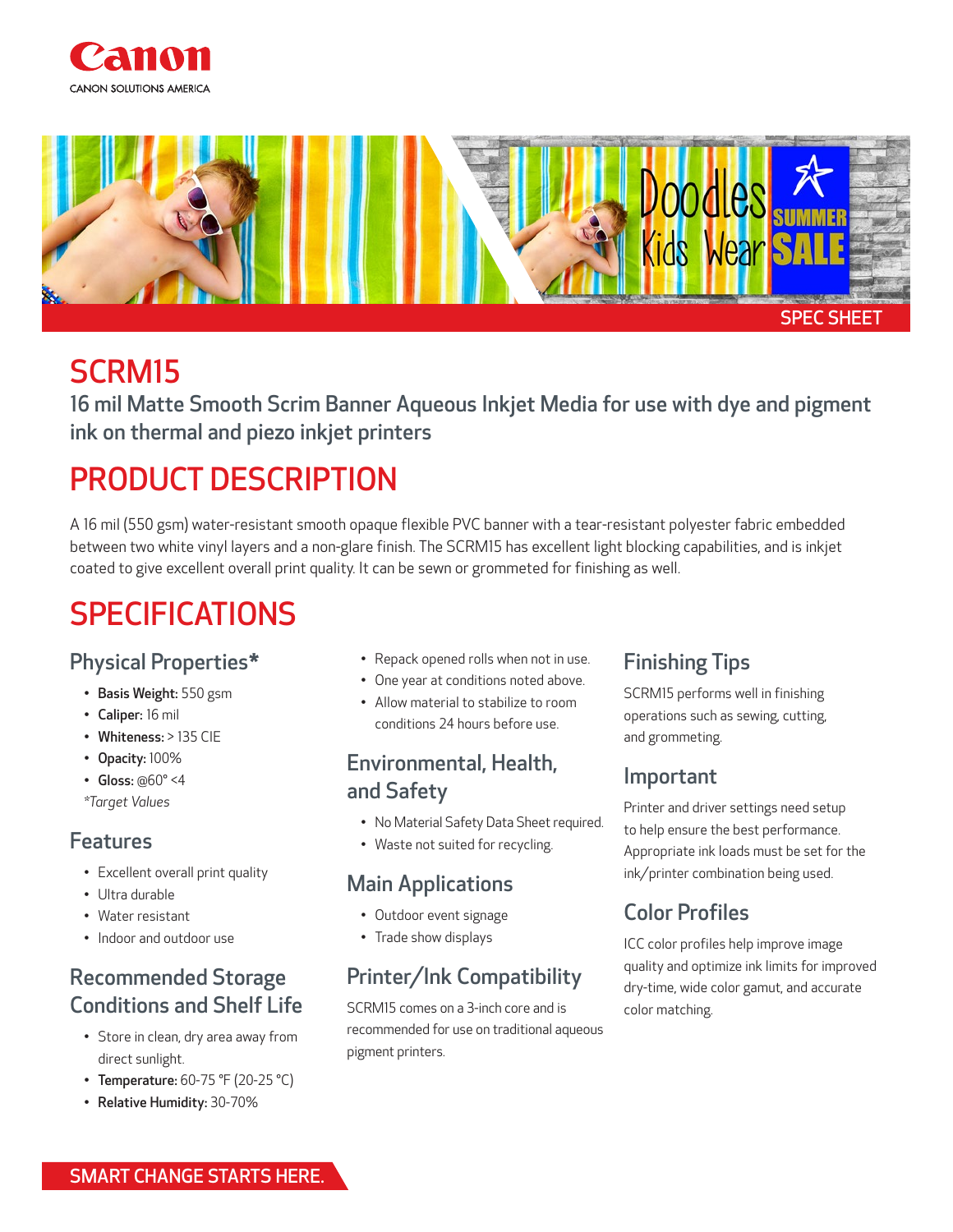Canon

CANON SOLUTIONS AMERICA

SPEC SHEET

# SCRM15

16 mil Matte Smooth Scrim Banner Aqueous Inkjet Media for use with dye and pigment ink on thermal and piezo inkjet printers

# PRODUCT DESCRIPTION

A 16 mil (550 gsm) water-resistant smooth opaque flexible PVC banner with a tear-resistant polyester fabric embedded between two white vinyl layers and a non-glare finish. The SCRM15 has excellent light blocking capabilities, and is inkjet coated to give excellent overall print quality. It can be sewn or grommeted for finishing as well.

# SPECIFICATIONS

## Physical Properties*

- **Basis Weight:** 550 gsm
- **Caliper:** 16 mil
- **Whiteness:** > 135 CIE
- **Opacity:** 100%
- **Gloss:** @60° <4

*Target Values*

## Features

- Excellent overall print quality
- Ultra durable
- Water resistant
- Indoor and outdoor use

## Recommended Storage Conditions and Shelf Life

- Store in clean, dry area away from direct sunlight.
- **Temperature:** 60-75 °F (20-25 °C)
- **Relative Humidity:** 30-70%
- Repack opened rolls when not in use.
- One year at conditions noted above.
- Allow material to stabilize to room conditions 24 hours before use.

## Environmental, Health, and Safety

- No Material Safety Data Sheet required.
- Waste not suited for recycling.

## Main Applications

- Outdoor event signage
- Trade show displays

## Printer/Ink Compatibility

SCRM15 comes on a 3-inch core and is recommended for use on traditional aqueous pigment printers.

## Finishing Tips

SCRM15 performs well in finishing operations such as sewing, cutting, and grommeting.

## Important

Printer and driver settings need setup to help ensure the best performance. Appropriate ink loads must be set for the ink/printer combination being used.

## Color Profiles

ICC color profiles help improve image quality and optimize ink limits for improved dry-time, wide color gamut, and accurate color matching.

SMART CHANGE STARTS HERE.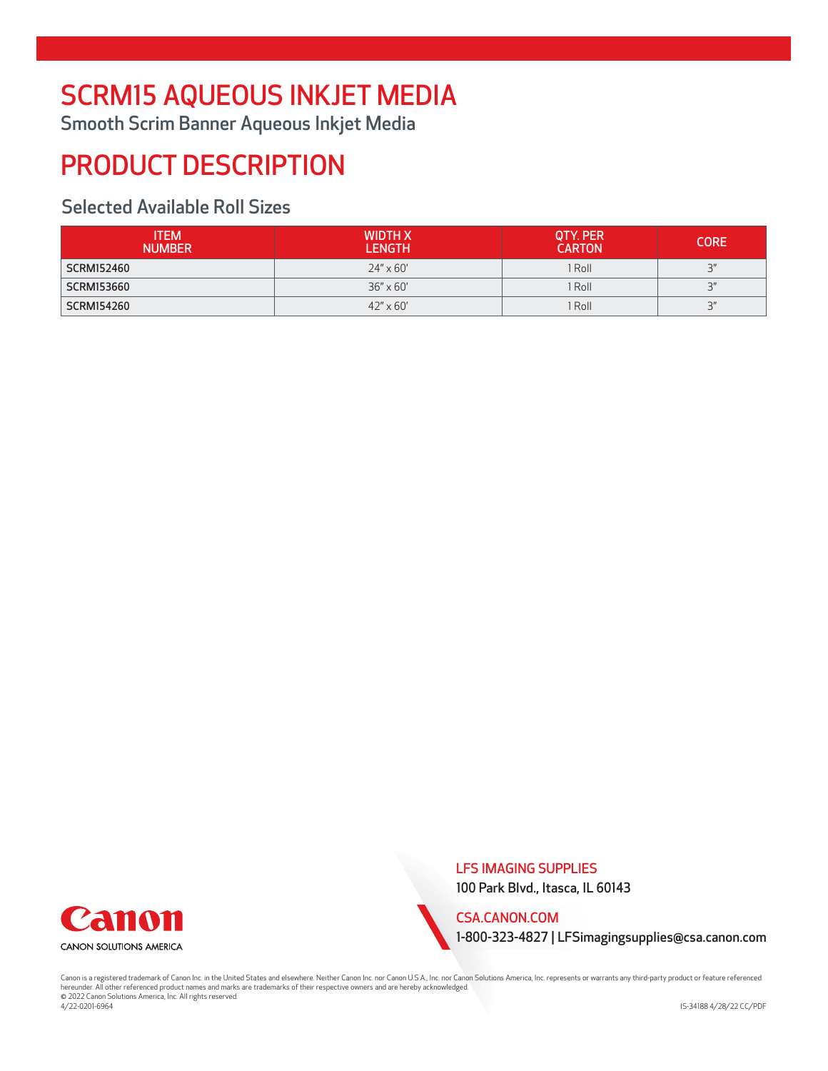# SCRM15 AQUEOUS INKJET MEDIA

Smooth Scrim Banner Aqueous Inkjet Media

# PRODUCT DESCRIPTION

## Selected Available Roll Sizes

| ITEM NUMBER | WIDTH X LENGTH | QTY. PER CARTON | CORE |
|---|---|---|---|
| SCRM152460 | 24" x 60' | 1 Roll | 3" |
| SCRM153660 | 36" x 60' | 1 Roll | 3" |
| SCRM154260 | 42" x 60' | 1 Roll | 3" |

Canon

CANON SOLUTIONS AMERICA

LFS IMAGING SUPPLIES

100 Park Blvd., Itasca, IL 60143

CSA.CANON.COM

1-800-323-4827 | LFSimagingsupplies@csa.canon.com

Canon is a registered trademark of Canon Inc. in the United States and elsewhere. Neither Canon Inc. nor Canon U.S.A., Inc. nor Canon Solutions America, Inc. represents or warrants any third-party product or feature referenced hereunder. All other referenced product names and marks are trademarks of their respective owners and are hereby acknowledged.
© 2022 Canon Solutions America, Inc. All rights reserved.
4/22-0201-6964

IS-34188 4/28/22 CC/PDF